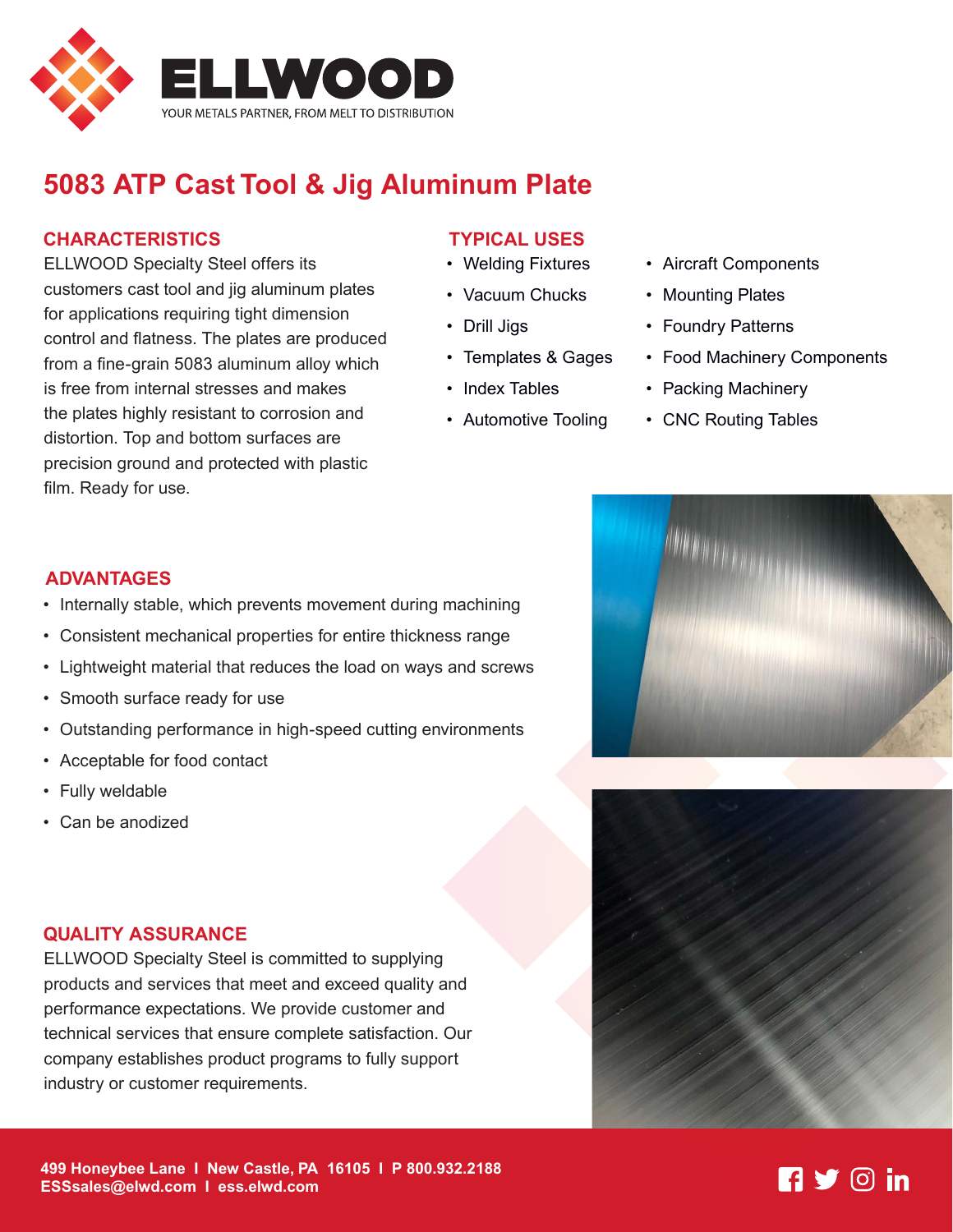ELLWOOD

YOUR METALS PARTNER, FROM MELT TO DISTRIBUTION

# 5083 ATP Cast Tool & Jig Aluminum Plate

## CHARACTERISTICS

ELLWOOD Specialty Steel offers its customers cast tool and jig aluminum plates for applications requiring tight dimension control and flatness. The plates are produced from a fine-grain 5083 aluminum alloy which is free from internal stresses and makes the plates highly resistant to corrosion and distortion. Top and bottom surfaces are precision ground and protected with plastic film. Ready for use.

## TYPICAL USES

- Welding Fixtures
- Vacuum Chucks
- Drill Jigs
- Templates & Gages
- Index Tables
- Automotive Tooling
- Aircraft Components
- Mounting Plates
- Foundry Patterns
- Food Machinery Components
- Packing Machinery
- CNC Routing Tables

## ADVANTAGES

- Internally stable, which prevents movement during machining
- Consistent mechanical properties for entire thickness range
- Lightweight material that reduces the load on ways and screws
- Smooth surface ready for use
- Outstanding performance in high-speed cutting environments
- Acceptable for food contact
- Fully weldable
- Can be anodized

## QUALITY ASSURANCE

ELLWOOD Specialty Steel is committed to supplying products and services that meet and exceed quality and performance expectations. We provide customer and technical services that ensure complete satisfaction. Our company establishes product programs to fully support industry or customer requirements.

**499 Honeybee Lane I New Castle, PA 16105 I P 800.932.2188**
**ESSsales@elwd.com I ess.elwd.com**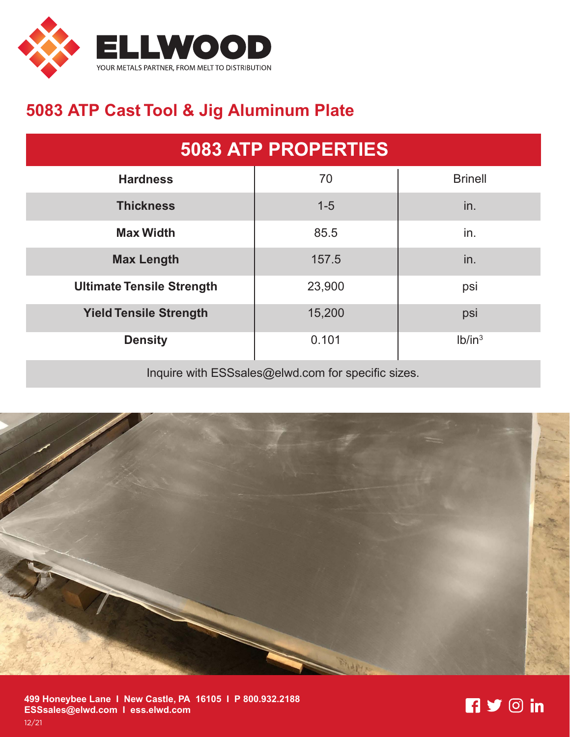ELLWOOD
YOUR METALS PARTNER, FROM MELT TO DISTRIBUTION

# 5083 ATP Cast Tool & Jig Aluminum Plate

| 5083 ATP PROPERTIES | | |
|---|---|---|
| **Hardness** | 70 | Brinell |
| **Thickness** | 1-5 | in. |
| **Max Width** | 85.5 | in. |
| **Max Length** | 157.5 | in. |
| **Ultimate Tensile Strength** | 23,900 | psi |
| **Yield Tensile Strength** | 15,200 | psi |
| **Density** | 0.101 | $lb/in^3$ |

Inquire with ESSsales@elwd.com for specific sizes.

**499 Honeybee Lane I New Castle, PA 16105 I P 800.932.2188**
**ESSsales@elwd.com I ess.elwd.com**
12/21